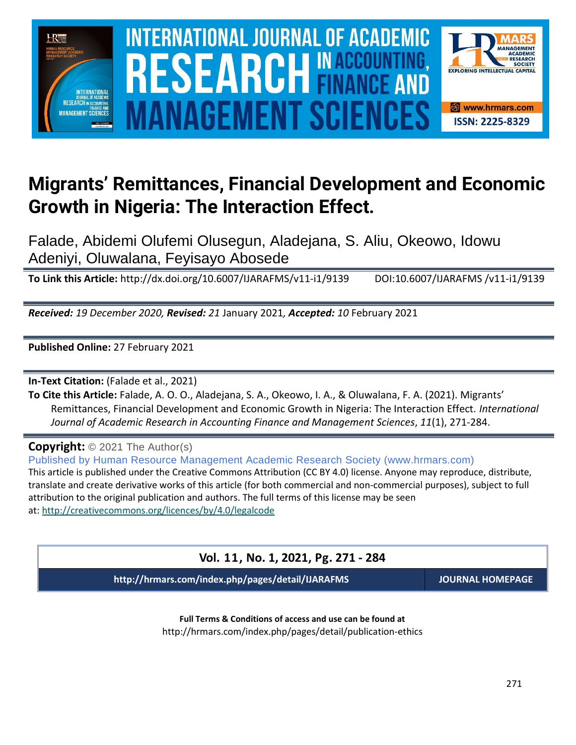# Migrants' Remittances, Financial Development and Economic Growth in Nigeria: The Interaction Effect.

Falade, Abidemi Olufemi Olusegun, Aladejana, S. Aliu, Okeowo, Idowu Adeniyi, Oluwalana, Feyisayo Abosede

**To Link this Article:** http://dx.doi.org/10.6007/IJARAFMS/v11-i1/9139 DOI:10.6007/IJARAFMS /v11-i1/9139

***Received:*** *19 December 2020,* ***Revised:*** *21* January 2021*,* ***Accepted:*** *10* February 2021

**Published Online:** 27 February 2021

**In-Text Citation:** (Falade et al., 2021)

**To Cite this Article:** Falade, A. O. O., Aladejana, S. A., Okeowo, I. A., & Oluwalana, F. A. (2021). Migrants' Remittances, Financial Development and Economic Growth in Nigeria: The Interaction Effect. *International Journal of Academic Research in Accounting Finance and Management Sciences*, *11*(1), 271-284.

**Copyright:** © 2021 The Author(s)

Published by Human Resource Management Academic Research Society (www.hrmars.com)

This article is published under the Creative Commons Attribution (CC BY 4.0) license. Anyone may reproduce, distribute, translate and create derivative works of this article (for both commercial and non-commercial purposes), subject to full attribution to the original publication and authors. The full terms of this license may be seen at: http://creativecommons.org/licences/by/4.0/legalcode

**Vol. 11, No. 1, 2021, Pg. 271 - 284**

**http://hrmars.com/index.php/pages/detail/IJARAFMS** **JOURNAL HOMEPAGE**

**Full Terms & Conditions of access and use can be found at**
http://hrmars.com/index.php/pages/detail/publication-ethics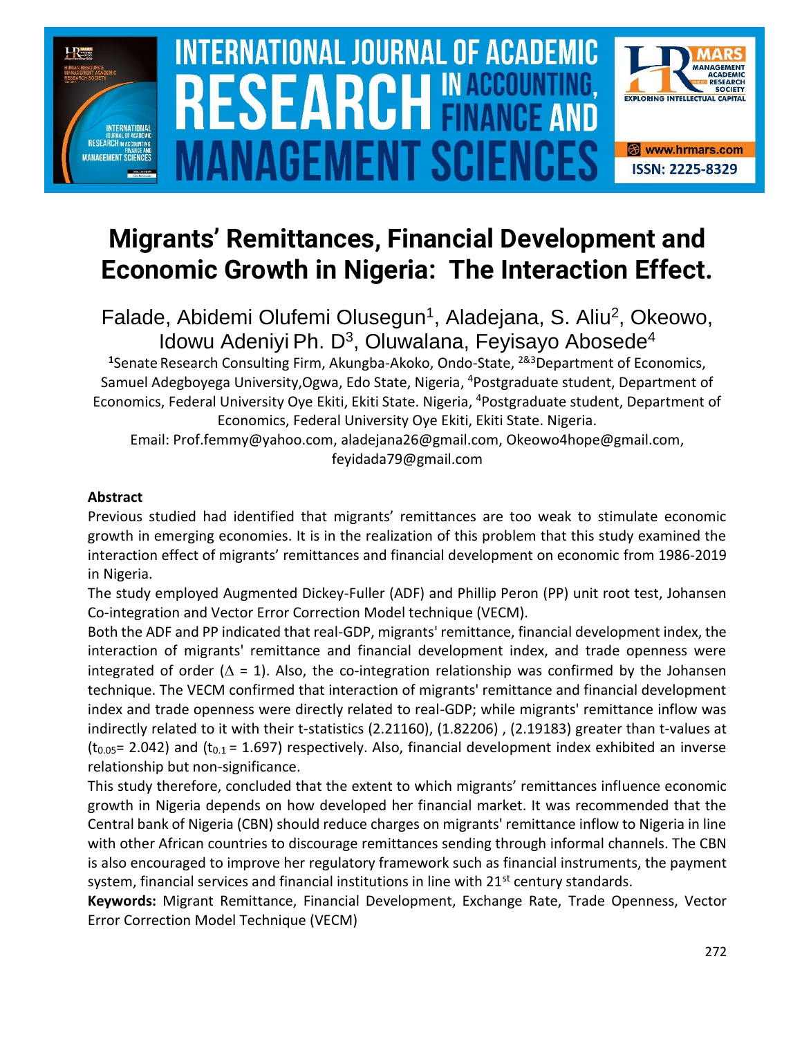# Migrants' Remittances, Financial Development and Economic Growth in Nigeria: The Interaction Effect.

Falade, Abidemi Olufemi Olusegun[1], Aladejana, S. Aliu[2], Okeowo, Idowu Adeniyi Ph. D[3], Oluwalana, Feyisayo Abosede[4]

[1]Senate Research Consulting Firm, Akungba-Akoko, Ondo-State, [2&3]Department of Economics, Samuel Adegboyega University,Ogwa, Edo State, Nigeria, [4]Postgraduate student, Department of Economics, Federal University Oye Ekiti, Ekiti State. Nigeria, [4]Postgraduate student, Department of Economics, Federal University Oye Ekiti, Ekiti State. Nigeria.

Email: Prof.femmy@yahoo.com, aladejana26@gmail.com, Okeowo4hope@gmail.com, feyidada79@gmail.com

### Abstract

Previous studied had identified that migrants' remittances are too weak to stimulate economic growth in emerging economies. It is in the realization of this problem that this study examined the interaction effect of migrants' remittances and financial development on economic from 1986-2019 in Nigeria.

The study employed Augmented Dickey-Fuller (ADF) and Phillip Peron (PP) unit root test, Johansen Co-integration and Vector Error Correction Model technique (VECM).

Both the ADF and PP indicated that real-GDP, migrants' remittance, financial development index, the interaction of migrants' remittance and financial development index, and trade openness were integrated of order ($\Delta$ = 1). Also, the co-integration relationship was confirmed by the Johansen technique. The VECM confirmed that interaction of migrants' remittance and financial development index and trade openness were directly related to real-GDP; while migrants' remittance inflow was indirectly related to it with their t-statistics (2.21160), (1.82206) , (2.19183) greater than t-values at ($t_{0.05}$= 2.042) and ($t_{0.1}$ = 1.697) respectively. Also, financial development index exhibited an inverse relationship but non-significance.

This study therefore, concluded that the extent to which migrants' remittances influence economic growth in Nigeria depends on how developed her financial market. It was recommended that the Central bank of Nigeria (CBN) should reduce charges on migrants' remittance inflow to Nigeria in line with other African countries to discourage remittances sending through informal channels. The CBN is also encouraged to improve her regulatory framework such as financial instruments, the payment system, financial services and financial institutions in line with 21st century standards.

**Keywords:** Migrant Remittance, Financial Development, Exchange Rate, Trade Openness, Vector Error Correction Model Technique (VECM)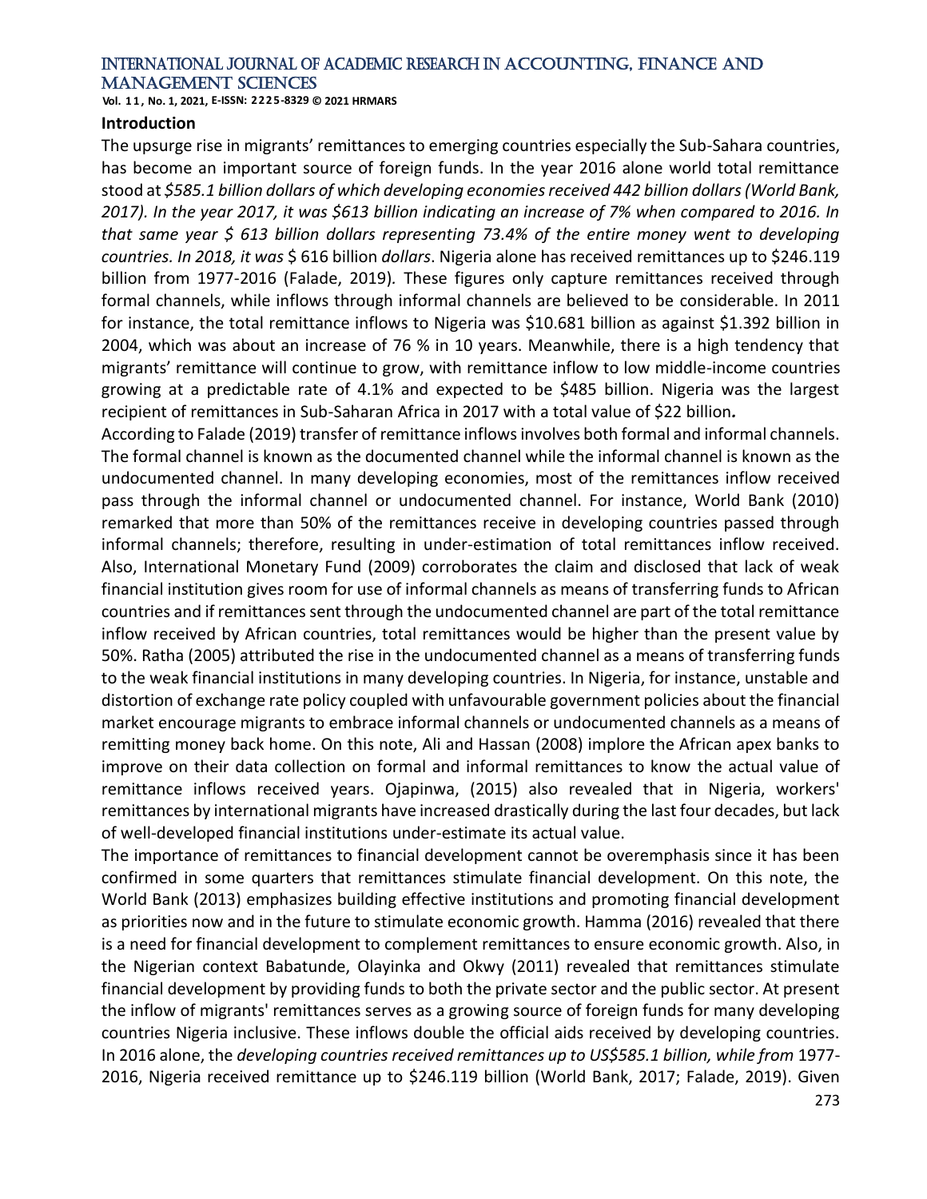## Introduction

The upsurge rise in migrants' remittances to emerging countries especially the Sub-Sahara countries, has become an important source of foreign funds. In the year 2016 alone world total remittance stood at *$585.1 billion dollars of which developing economies received 442 billion dollars (World Bank, 2017). In the year 2017, it was $613 billion indicating an increase of 7% when compared to 2016. In that same year $ 613 billion dollars representing 73.4% of the entire money went to developing countries. In 2018, it was* $ 616 billion *dollars*. Nigeria alone has received remittances up to $246.119 billion from 1977-2016 (Falade, 2019). These figures only capture remittances received through formal channels, while inflows through informal channels are believed to be considerable. In 2011 for instance, the total remittance inflows to Nigeria was $10.681 billion as against $1.392 billion in 2004, which was about an increase of 76 % in 10 years. Meanwhile, there is a high tendency that migrants' remittance will continue to grow, with remittance inflow to low middle-income countries growing at a predictable rate of 4.1% and expected to be $485 billion. Nigeria was the largest recipient of remittances in Sub-Saharan Africa in 2017 with a total value of $22 billion***.***

According to Falade (2019) transfer of remittance inflows involves both formal and informal channels. The formal channel is known as the documented channel while the informal channel is known as the undocumented channel. In many developing economies, most of the remittances inflow received pass through the informal channel or undocumented channel. For instance, World Bank (2010) remarked that more than 50% of the remittances receive in developing countries passed through informal channels; therefore, resulting in under-estimation of total remittances inflow received. Also, International Monetary Fund (2009) corroborates the claim and disclosed that lack of weak financial institution gives room for use of informal channels as means of transferring funds to African countries and if remittances sent through the undocumented channel are part of the total remittance inflow received by African countries, total remittances would be higher than the present value by 50%. Ratha (2005) attributed the rise in the undocumented channel as a means of transferring funds to the weak financial institutions in many developing countries. In Nigeria, for instance, unstable and distortion of exchange rate policy coupled with unfavourable government policies about the financial market encourage migrants to embrace informal channels or undocumented channels as a means of remitting money back home. On this note, Ali and Hassan (2008) implore the African apex banks to improve on their data collection on formal and informal remittances to know the actual value of remittance inflows received years. Ojapinwa, (2015) also revealed that in Nigeria, workers' remittances by international migrants have increased drastically during the last four decades, but lack of well-developed financial institutions under-estimate its actual value.

The importance of remittances to financial development cannot be overemphasis since it has been confirmed in some quarters that remittances stimulate financial development. On this note, the World Bank (2013) emphasizes building effective institutions and promoting financial development as priorities now and in the future to stimulate economic growth. Hamma (2016) revealed that there is a need for financial development to complement remittances to ensure economic growth. Also, in the Nigerian context Babatunde, Olayinka and Okwy (2011) revealed that remittances stimulate financial development by providing funds to both the private sector and the public sector. At present the inflow of migrants' remittances serves as a growing source of foreign funds for many developing countries Nigeria inclusive. These inflows double the official aids received by developing countries. In 2016 alone, the *developing countries received remittances up to US$585.1 billion, while from* 1977-2016, Nigeria received remittance up to $246.119 billion (World Bank, 2017; Falade, 2019). Given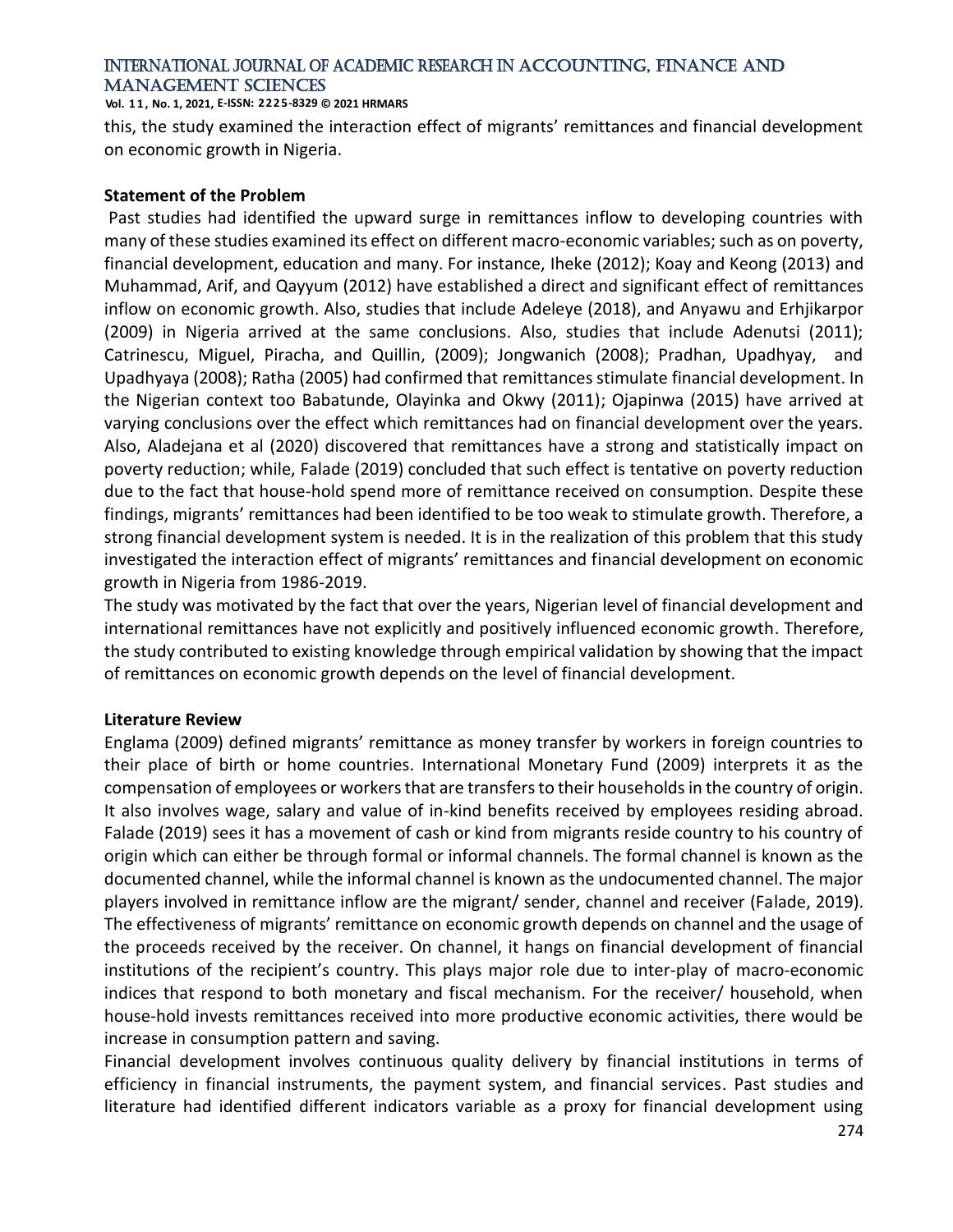this, the study examined the interaction effect of migrants' remittances and financial development on economic growth in Nigeria.

## Statement of the Problem

Past studies had identified the upward surge in remittances inflow to developing countries with many of these studies examined its effect on different macro-economic variables; such as on poverty, financial development, education and many. For instance, Iheke (2012); Koay and Keong (2013) and Muhammad, Arif, and Qayyum (2012) have established a direct and significant effect of remittances inflow on economic growth. Also, studies that include Adeleye (2018), and Anyawu and Erhjikarpor (2009) in Nigeria arrived at the same conclusions. Also, studies that include Adenutsi (2011); Catrinescu, Miguel, Piracha, and Quillin, (2009); Jongwanich (2008); Pradhan, Upadhyay, and Upadhyaya (2008); Ratha (2005) had confirmed that remittances stimulate financial development. In the Nigerian context too Babatunde, Olayinka and Okwy (2011); Ojapinwa (2015) have arrived at varying conclusions over the effect which remittances had on financial development over the years. Also, Aladejana et al (2020) discovered that remittances have a strong and statistically impact on poverty reduction; while, Falade (2019) concluded that such effect is tentative on poverty reduction due to the fact that house-hold spend more of remittance received on consumption. Despite these findings, migrants' remittances had been identified to be too weak to stimulate growth. Therefore, a strong financial development system is needed. It is in the realization of this problem that this study investigated the interaction effect of migrants' remittances and financial development on economic growth in Nigeria from 1986-2019.

The study was motivated by the fact that over the years, Nigerian level of financial development and international remittances have not explicitly and positively influenced economic growth. Therefore, the study contributed to existing knowledge through empirical validation by showing that the impact of remittances on economic growth depends on the level of financial development.

## Literature Review

Englama (2009) defined migrants' remittance as money transfer by workers in foreign countries to their place of birth or home countries. International Monetary Fund (2009) interprets it as the compensation of employees or workers that are transfers to their households in the country of origin. It also involves wage, salary and value of in-kind benefits received by employees residing abroad. Falade (2019) sees it has a movement of cash or kind from migrants reside country to his country of origin which can either be through formal or informal channels. The formal channel is known as the documented channel, while the informal channel is known as the undocumented channel. The major players involved in remittance inflow are the migrant/ sender, channel and receiver (Falade, 2019). The effectiveness of migrants' remittance on economic growth depends on channel and the usage of the proceeds received by the receiver. On channel, it hangs on financial development of financial institutions of the recipient's country. This plays major role due to inter-play of macro-economic indices that respond to both monetary and fiscal mechanism. For the receiver/ household, when house-hold invests remittances received into more productive economic activities, there would be increase in consumption pattern and saving.

Financial development involves continuous quality delivery by financial institutions in terms of efficiency in financial instruments, the payment system, and financial services. Past studies and literature had identified different indicators variable as a proxy for financial development using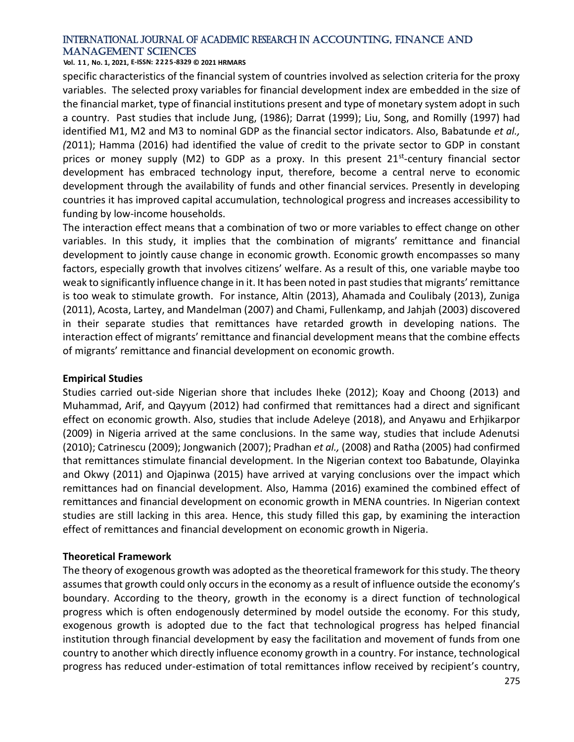specific characteristics of the financial system of countries involved as selection criteria for the proxy variables. The selected proxy variables for financial development index are embedded in the size of the financial market, type of financial institutions present and type of monetary system adopt in such a country. Past studies that include Jung, (1986); Darrat (1999); Liu, Song, and Romilly (1997) had identified M1, M2 and M3 to nominal GDP as the financial sector indicators. Also, Babatunde *et al., (*2011); Hamma (2016) had identified the value of credit to the private sector to GDP in constant prices or money supply (M2) to GDP as a proxy. In this present 21st-century financial sector development has embraced technology input, therefore, become a central nerve to economic development through the availability of funds and other financial services. Presently in developing countries it has improved capital accumulation, technological progress and increases accessibility to funding by low-income households.

The interaction effect means that a combination of two or more variables to effect change on other variables. In this study, it implies that the combination of migrants' remittance and financial development to jointly cause change in economic growth. Economic growth encompasses so many factors, especially growth that involves citizens' welfare. As a result of this, one variable maybe too weak to significantly influence change in it. It has been noted in past studies that migrants' remittance is too weak to stimulate growth. For instance, Altin (2013), Ahamada and Coulibaly (2013), Zuniga (2011), Acosta, Lartey, and Mandelman (2007) and Chami, Fullenkamp, and Jahjah (2003) discovered in their separate studies that remittances have retarded growth in developing nations. The interaction effect of migrants' remittance and financial development means that the combine effects of migrants' remittance and financial development on economic growth.

**Empirical Studies**

Studies carried out-side Nigerian shore that includes Iheke (2012); Koay and Choong (2013) and Muhammad, Arif, and Qayyum (2012) had confirmed that remittances had a direct and significant effect on economic growth. Also, studies that include Adeleye (2018), and Anyawu and Erhjikarpor (2009) in Nigeria arrived at the same conclusions. In the same way, studies that include Adenutsi (2010); Catrinescu (2009); Jongwanich (2007); Pradhan *et al.,* (2008) and Ratha (2005) had confirmed that remittances stimulate financial development. In the Nigerian context too Babatunde, Olayinka and Okwy (2011) and Ojapinwa (2015) have arrived at varying conclusions over the impact which remittances had on financial development. Also, Hamma (2016) examined the combined effect of remittances and financial development on economic growth in MENA countries. In Nigerian context studies are still lacking in this area. Hence, this study filled this gap, by examining the interaction effect of remittances and financial development on economic growth in Nigeria.

**Theoretical Framework**

The theory of exogenous growth was adopted as the theoretical framework for this study. The theory assumes that growth could only occurs in the economy as a result of influence outside the economy's boundary. According to the theory, growth in the economy is a direct function of technological progress which is often endogenously determined by model outside the economy. For this study, exogenous growth is adopted due to the fact that technological progress has helped financial institution through financial development by easy the facilitation and movement of funds from one country to another which directly influence economy growth in a country. For instance, technological progress has reduced under-estimation of total remittances inflow received by recipient's country,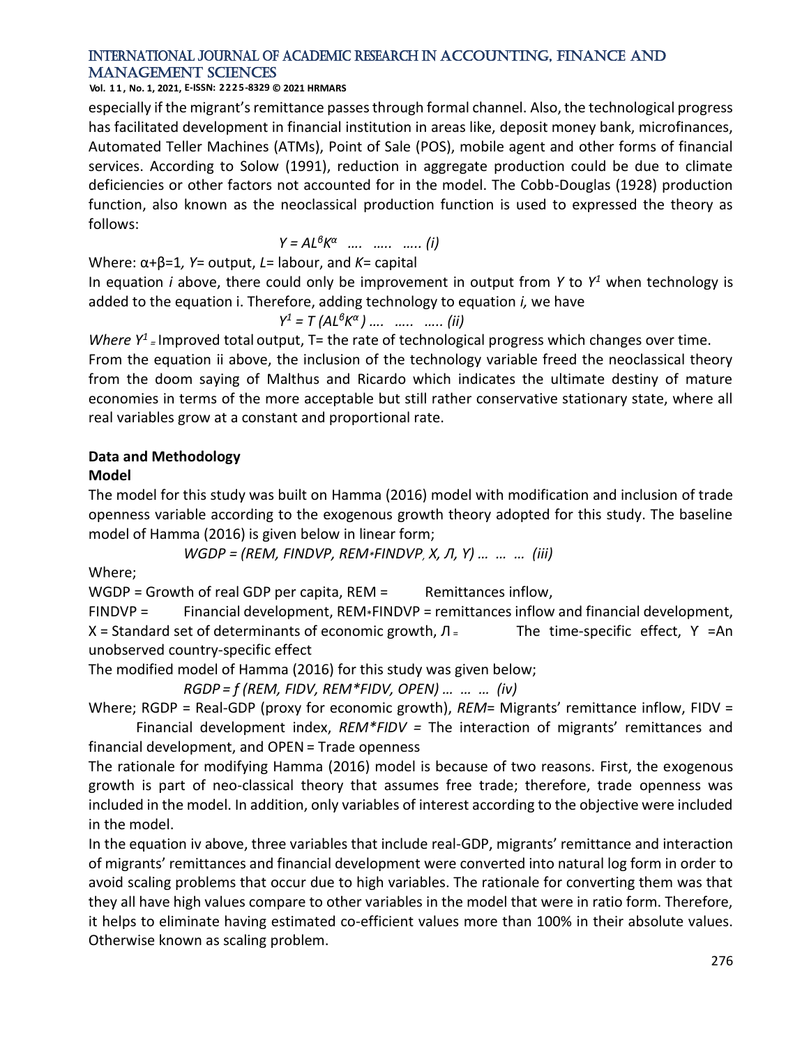especially if the migrant's remittance passes through formal channel. Also, the technological progress has facilitated development in financial institution in areas like, deposit money bank, microfinances, Automated Teller Machines (ATMs), Point of Sale (POS), mobile agent and other forms of financial services. According to Solow (1991), reduction in aggregate production could be due to climate deficiencies or other factors not accounted for in the model. The Cobb-Douglas (1928) production function, also known as the neoclassical production function is used to expressed the theory as follows:

$$Y = AL^{\beta}K^{\alpha} \quad .... \quad ..... \quad ..... (i)$$

Where: α+β=1*,* *Y*= output, *L*= labour, and *K*= capital

In equation *i* above, there could only be improvement in output from *Y* to $Y^1$ when technology is added to the equation i. Therefore, adding technology to equation *i,* we have

$$Y^1 = T\,(AL^{\beta}K^{\alpha}) \quad .... \quad ..... \quad ..... (ii)$$

*Where* $Y^1$ = Improved total output, T= the rate of technological progress which changes over time.

From the equation ii above, the inclusion of the technology variable freed the neoclassical theory from the doom saying of Malthus and Ricardo which indicates the ultimate destiny of mature economies in terms of the more acceptable but still rather conservative stationary state, where all real variables grow at a constant and proportional rate.

**Data and Methodology**

**Model**

The model for this study was built on Hamma (2016) model with modification and inclusion of trade openness variable according to the exogenous growth theory adopted for this study. The baseline model of Hamma (2016) is given below in linear form;

*WGDP = (REM, FINDVP, REM*∗*FINDVP*, *X, Л, Ү) … … … (iii)*

Where;

WGDP = Growth of real GDP per capita, REM = Remittances inflow,

FINDVP = Financial development, REM∗FINDVP = remittances inflow and financial development, X = Standard set of determinants of economic growth, Л = The time-specific effect, Ү =An unobserved country-specific effect

The modified model of Hamma (2016) for this study was given below;

*RGDP = f (REM, FIDV, REM*FIDV, OPEN) … … … (iv)*

Where; RGDP = Real-GDP (proxy for economic growth), *REM*= Migrants' remittance inflow, FIDV = Financial development index, *REM*FIDV =* The interaction of migrants' remittances and financial development, and OPEN = Trade openness

The rationale for modifying Hamma (2016) model is because of two reasons. First, the exogenous growth is part of neo-classical theory that assumes free trade; therefore, trade openness was included in the model. In addition, only variables of interest according to the objective were included in the model.

In the equation iv above, three variables that include real-GDP, migrants' remittance and interaction of migrants' remittances and financial development were converted into natural log form in order to avoid scaling problems that occur due to high variables. The rationale for converting them was that they all have high values compare to other variables in the model that were in ratio form. Therefore, it helps to eliminate having estimated co-efficient values more than 100% in their absolute values. Otherwise known as scaling problem.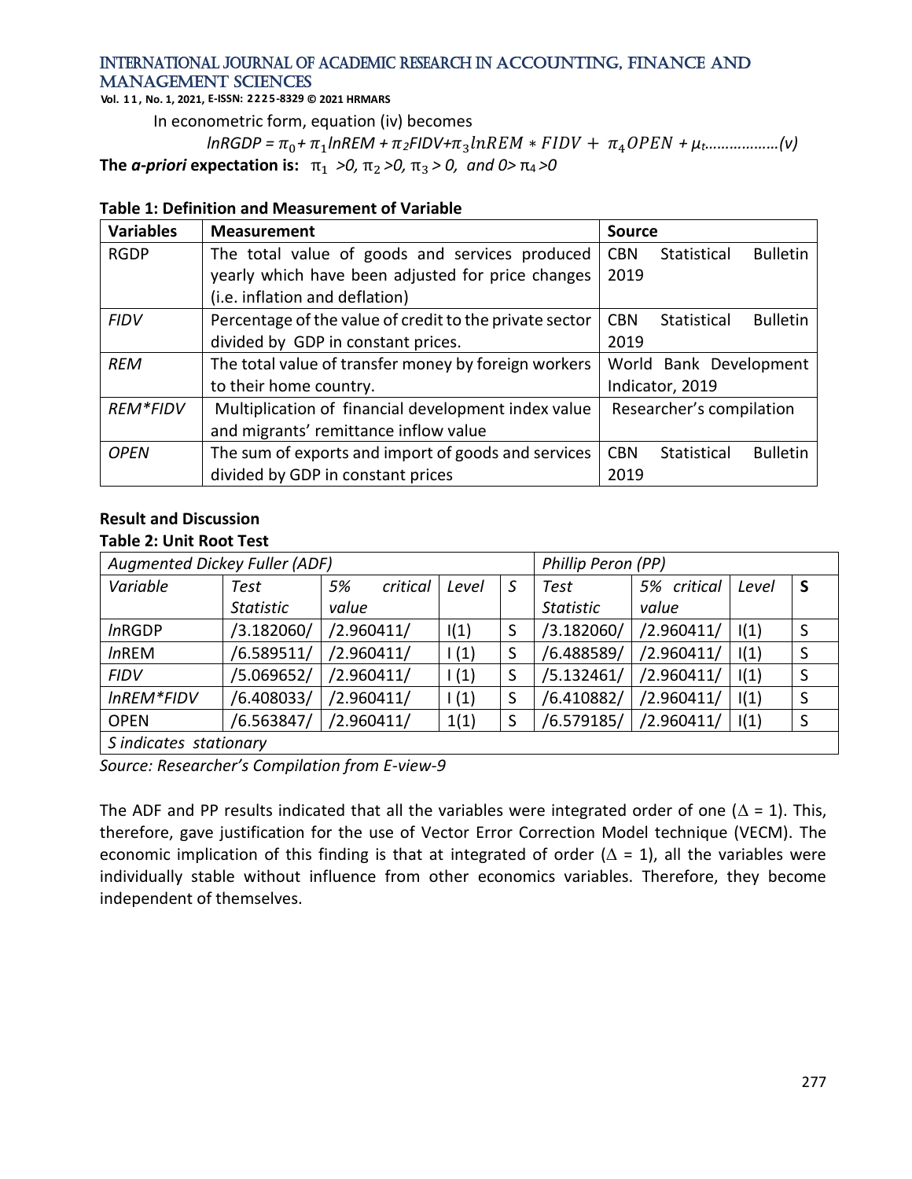In econometric form, equation (iv) becomes

$$lnRGDP = \pi_0 + \pi_1 lnREM + \pi_2 FIDV + \pi_3 lnREM * FIDV + \pi_4 OPEN + \mu_t \ldots\ldots\ldots\ldots\ldots\ldots(v)$$

**The *a-priori* expectation is:** $\pi_1 > 0$, $\pi_2 > 0$, $\pi_3 > 0$, and $0 > \pi_4 > 0$

**Table 1: Definition and Measurement of Variable**

| Variables | Measurement | Source |
|---|---|---|
| RGDP | The total value of goods and services produced yearly which have been adjusted for price changes (i.e. inflation and deflation) | CBN Statistical Bulletin 2019 |
| *FIDV* | Percentage of the value of credit to the private sector divided by GDP in constant prices. | CBN Statistical Bulletin 2019 |
| *REM* | The total value of transfer money by foreign workers to their home country. | World Bank Development Indicator, 2019 |
| *REM*FIDV* | Multiplication of financial development index value and migrants' remittance inflow value | Researcher's compilation |
| *OPEN* | The sum of exports and import of goods and services divided by GDP in constant prices | CBN Statistical Bulletin 2019 |

**Result and Discussion**

**Table 2: Unit Root Test**

| *Augmented Dickey Fuller (ADF)* | | | | | *Phillip Peron (PP)* | | | |
|---|---|---|---|---|---|---|---|---|
| *Variable* | *Test Statistic* | *5% critical value* | *Level* | *S* | *Test Statistic* | *5% critical value* | *Level* | **S** |
| *ln*RGDP | /3.182060/ | /2.960411/ | I(1) | S | /3.182060/ | /2.960411/ | I(1) | S |
| *ln*REM | /6.589511/ | /2.960411/ | I (1) | S | /6.488589/ | /2.960411/ | I(1) | S |
| *FIDV* | /5.069652/ | /2.960411/ | I (1) | S | /5.132461/ | /2.960411/ | I(1) | S |
| *lnREM*FIDV* | /6.408033/ | /2.960411/ | I (1) | S | /6.410882/ | /2.960411/ | I(1) | S |
| OPEN | /6.563847/ | /2.960411/ | 1(1) | S | /6.579185/ | /2.960411/ | I(1) | S |
| *S indicates stationary* | | | | | | | | |

*Source: Researcher's Compilation from E-view-9*

The ADF and PP results indicated that all the variables were integrated order of one ($\Delta = 1$). This, therefore, gave justification for the use of Vector Error Correction Model technique (VECM). The economic implication of this finding is that at integrated of order ($\Delta = 1$), all the variables were individually stable without influence from other economics variables. Therefore, they become independent of themselves.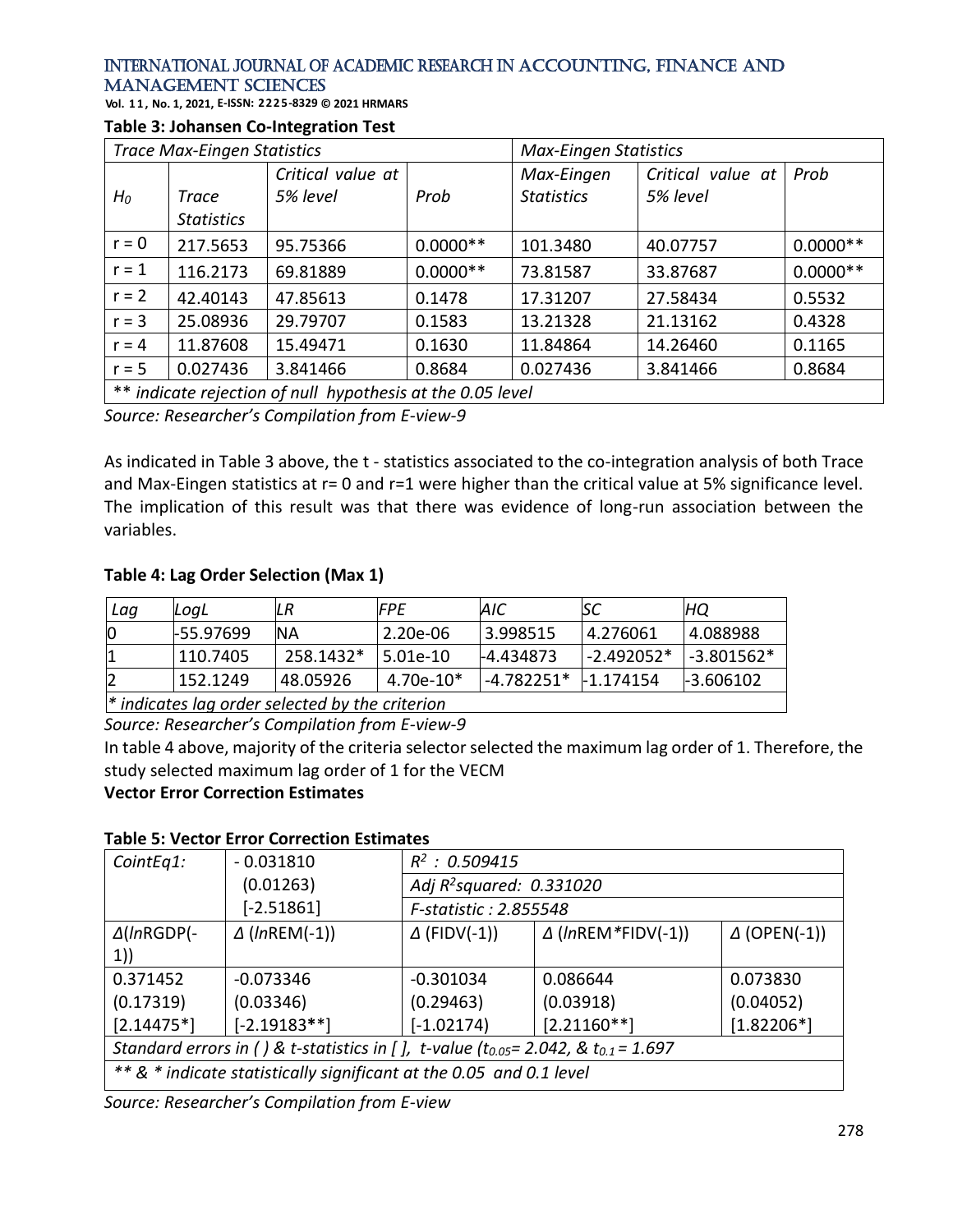**Table 3: Johansen Co-Integration Test**

| *Trace Max-Eingen Statistics* | | | | *Max-Eingen Statistics* | | |
|---|---|---|---|---|---|---|
| $H_0$ | *Trace Statistics* | *Critical value at 5% level* | *Prob* | *Max-Eingen Statistics* | *Critical value at 5% level* | *Prob* |
| r = 0 | 217.5653 | 95.75366 | 0.0000** | 101.3480 | 40.07757 | 0.0000** |
| r = 1 | 116.2173 | 69.81889 | 0.0000** | 73.81587 | 33.87687 | 0.0000** |
| r = 2 | 42.40143 | 47.85613 | 0.1478 | 17.31207 | 27.58434 | 0.5532 |
| r = 3 | 25.08936 | 29.79707 | 0.1583 | 13.21328 | 21.13162 | 0.4328 |
| r = 4 | 11.87608 | 15.49471 | 0.1630 | 11.84864 | 14.26460 | 0.1165 |
| r = 5 | 0.027436 | 3.841466 | 0.8684 | 0.027436 | 3.841466 | 0.8684 |
| *\*\* indicate rejection of null hypothesis at the 0.05 level* | | | | | | |

*Source: Researcher's Compilation from E-view-9*

As indicated in Table 3 above, the t - statistics associated to the co-integration analysis of both Trace and Max-Eingen statistics at r= 0 and r=1 were higher than the critical value at 5% significance level. The implication of this result was that there was evidence of long-run association between the variables.

**Table 4: Lag Order Selection (Max 1)**

| *Lag* | *LogL* | *LR* | *FPE* | *AIC* | *SC* | *HQ* |
|---|---|---|---|---|---|---|
| 0 | -55.97699 | NA | 2.20e-06 | 3.998515 | 4.276061 | 4.088988 |
| 1 | 110.7405 | 258.1432* | 5.01e-10 | -4.434873 | -2.492052* | -3.801562* |
| 2 | 152.1249 | 48.05926 | 4.70e-10* | -4.782251* | -1.174154 | -3.606102 |
| *\* indicates lag order selected by the criterion* | | | | | | |

*Source: Researcher's Compilation from E-view-9*

In table 4 above, majority of the criteria selector selected the maximum lag order of 1. Therefore, the study selected maximum lag order of 1 for the VECM

**Vector Error Correction Estimates**

**Table 5: Vector Error Correction Estimates**

| *CointEq1:* | - 0.031810 (0.01263) [-2.51861] | *$R^2$ : 0.509415* *Adj $R^2$squared: 0.331020* *F-statistic : 2.855548* | | |
|---|---|---|---|---|
| *Δ(lnRGDP(-1))* | *Δ (lnREM(-1))* | *Δ (FIDV(-1))* | *Δ (lnREM\*FIDV(-1))* | *Δ (OPEN(-1))* |
| 0.371452 (0.17319) [2.14475*] | -0.073346 (0.03346) [-2.19183**] | -0.301034 (0.29463) [-1.02174) | 0.086644 (0.03918) [2.21160**] | 0.073830 (0.04052) [1.82206*] |
| *Standard errors in ( ) & t-statistics in [ ], t-value ($t_{0.05}$= 2.042, & $t_{0.1}$ = 1.697* | | | | |
| *\*\* & \* indicate statistically significant at the 0.05 and 0.1 level* | | | | |

*Source: Researcher's Compilation from E-view*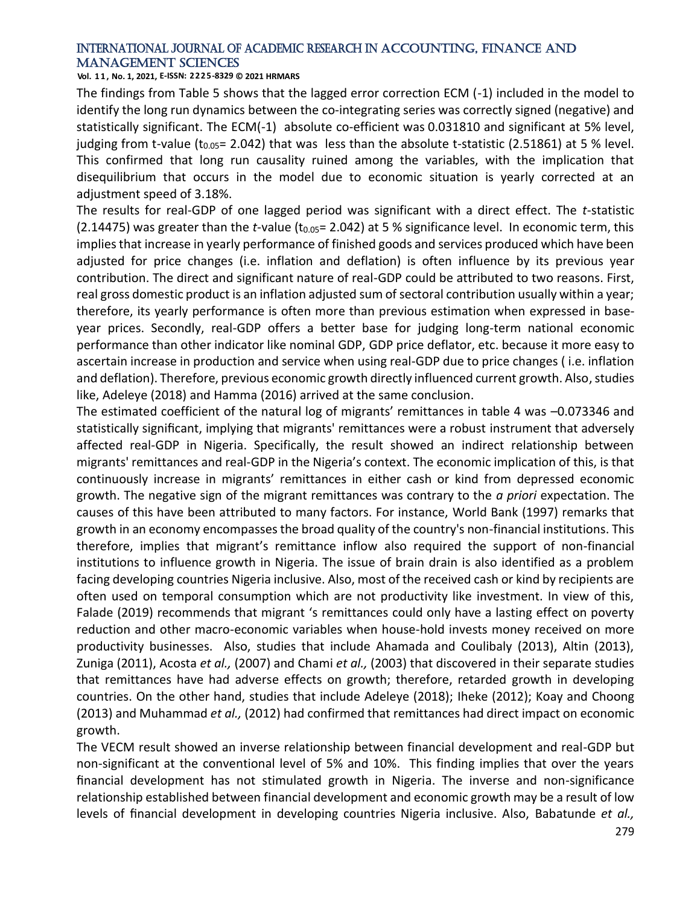The findings from Table 5 shows that the lagged error correction ECM (-1) included in the model to identify the long run dynamics between the co-integrating series was correctly signed (negative) and statistically significant. The ECM(-1) absolute co-efficient was 0.031810 and significant at 5% level, judging from t-value ($t_{0.05}$= 2.042) that was less than the absolute t-statistic (2.51861) at 5 % level. This confirmed that long run causality ruined among the variables, with the implication that disequilibrium that occurs in the model due to economic situation is yearly corrected at an adjustment speed of 3.18%.

The results for real-GDP of one lagged period was significant with a direct effect. The *t*-statistic (2.14475) was greater than the *t*-value ($t_{0.05}$= 2.042) at 5 % significance level. In economic term, this implies that increase in yearly performance of finished goods and services produced which have been adjusted for price changes (i.e. inflation and deflation) is often influence by its previous year contribution. The direct and significant nature of real-GDP could be attributed to two reasons. First, real gross domestic product is an inflation adjusted sum of sectoral contribution usually within a year; therefore, its yearly performance is often more than previous estimation when expressed in base-year prices. Secondly, real-GDP offers a better base for judging long-term national economic performance than other indicator like nominal GDP, GDP price deflator, etc. because it more easy to ascertain increase in production and service when using real-GDP due to price changes ( i.e. inflation and deflation). Therefore, previous economic growth directly influenced current growth. Also, studies like, Adeleye (2018) and Hamma (2016) arrived at the same conclusion.

The estimated coefficient of the natural log of migrants' remittances in table 4 was –0.073346 and statistically significant, implying that migrants' remittances were a robust instrument that adversely affected real-GDP in Nigeria. Specifically, the result showed an indirect relationship between migrants' remittances and real-GDP in the Nigeria's context. The economic implication of this, is that continuously increase in migrants' remittances in either cash or kind from depressed economic growth. The negative sign of the migrant remittances was contrary to the *a priori* expectation. The causes of this have been attributed to many factors. For instance, World Bank (1997) remarks that growth in an economy encompasses the broad quality of the country's non-financial institutions. This therefore, implies that migrant's remittance inflow also required the support of non-financial institutions to influence growth in Nigeria. The issue of brain drain is also identified as a problem facing developing countries Nigeria inclusive. Also, most of the received cash or kind by recipients are often used on temporal consumption which are not productivity like investment. In view of this, Falade (2019) recommends that migrant 's remittances could only have a lasting effect on poverty reduction and other macro-economic variables when house-hold invests money received on more productivity businesses. Also, studies that include Ahamada and Coulibaly (2013), Altin (2013), Zuniga (2011), Acosta *et al.,* (2007) and Chami *et al.,* (2003) that discovered in their separate studies that remittances have had adverse effects on growth; therefore, retarded growth in developing countries. On the other hand, studies that include Adeleye (2018); Iheke (2012); Koay and Choong (2013) and Muhammad *et al.,* (2012) had confirmed that remittances had direct impact on economic growth.

The VECM result showed an inverse relationship between financial development and real-GDP but non-significant at the conventional level of 5% and 10%. This finding implies that over the years financial development has not stimulated growth in Nigeria. The inverse and non-significance relationship established between financial development and economic growth may be a result of low levels of financial development in developing countries Nigeria inclusive. Also, Babatunde *et al.,*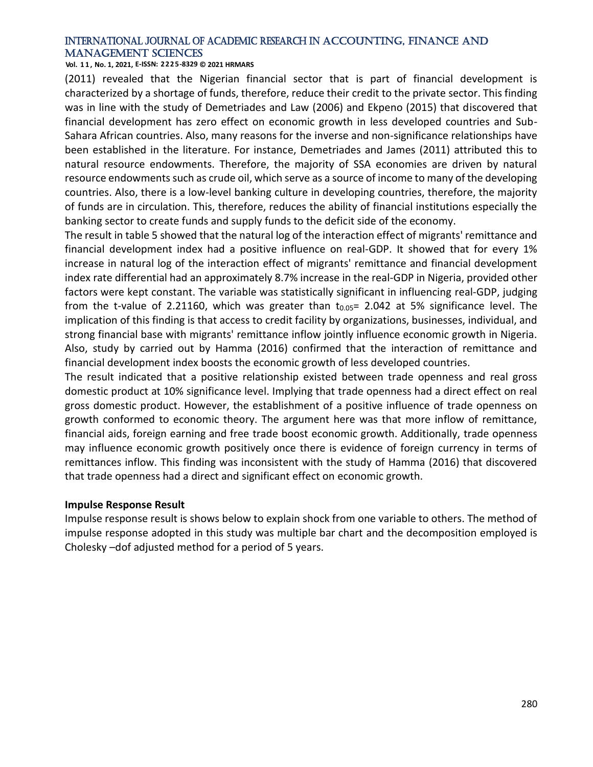(2011) revealed that the Nigerian financial sector that is part of financial development is characterized by a shortage of funds, therefore, reduce their credit to the private sector. This finding was in line with the study of Demetriades and Law (2006) and Ekpeno (2015) that discovered that financial development has zero effect on economic growth in less developed countries and Sub-Sahara African countries. Also, many reasons for the inverse and non-significance relationships have been established in the literature. For instance, Demetriades and James (2011) attributed this to natural resource endowments. Therefore, the majority of SSA economies are driven by natural resource endowments such as crude oil, which serve as a source of income to many of the developing countries. Also, there is a low-level banking culture in developing countries, therefore, the majority of funds are in circulation. This, therefore, reduces the ability of financial institutions especially the banking sector to create funds and supply funds to the deficit side of the economy.

The result in table 5 showed that the natural log of the interaction effect of migrants' remittance and financial development index had a positive influence on real-GDP. It showed that for every 1% increase in natural log of the interaction effect of migrants' remittance and financial development index rate differential had an approximately 8.7% increase in the real-GDP in Nigeria, provided other factors were kept constant. The variable was statistically significant in influencing real-GDP, judging from the t-value of 2.21160, which was greater than $t_{0.05}$= 2.042 at 5% significance level. The implication of this finding is that access to credit facility by organizations, businesses, individual, and strong financial base with migrants' remittance inflow jointly influence economic growth in Nigeria. Also, study by carried out by Hamma (2016) confirmed that the interaction of remittance and financial development index boosts the economic growth of less developed countries.

The result indicated that a positive relationship existed between trade openness and real gross domestic product at 10% significance level. Implying that trade openness had a direct effect on real gross domestic product. However, the establishment of a positive influence of trade openness on growth conformed to economic theory. The argument here was that more inflow of remittance, financial aids, foreign earning and free trade boost economic growth. Additionally, trade openness may influence economic growth positively once there is evidence of foreign currency in terms of remittances inflow. This finding was inconsistent with the study of Hamma (2016) that discovered that trade openness had a direct and significant effect on economic growth.

**Impulse Response Result**

Impulse response result is shows below to explain shock from one variable to others. The method of impulse response adopted in this study was multiple bar chart and the decomposition employed is Cholesky –dof adjusted method for a period of 5 years.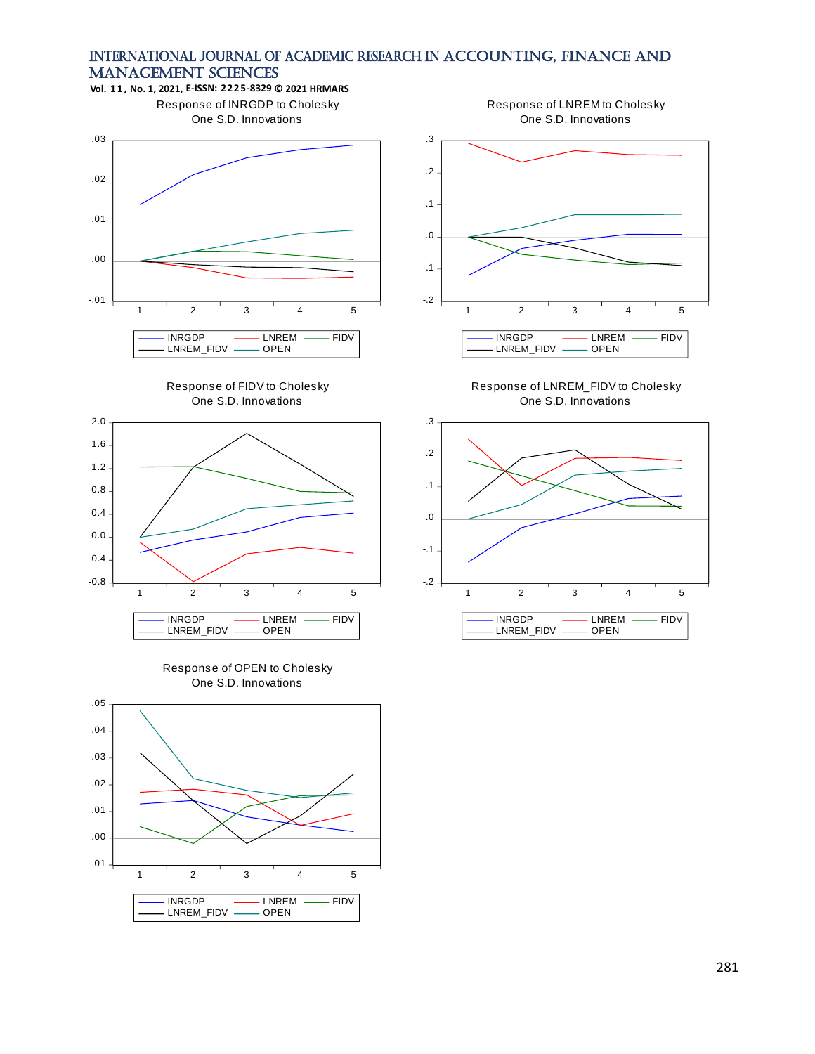Response of INRGDP to Cholesky
One S.D. Innovations

INRGDP — LNREM — FIDV — LNREM_FIDV — OPEN

Response of LNREM to Cholesky
One S.D. Innovations

INRGDP — LNREM — FIDV — LNREM_FIDV — OPEN

Response of FIDV to Cholesky
One S.D. Innovations

INRGDP — LNREM — FIDV — LNREM_FIDV — OPEN

Response of LNREM_FIDV to Cholesky
One S.D. Innovations

INRGDP — LNREM — FIDV — LNREM_FIDV — OPEN

Response of OPEN to Cholesky
One S.D. Innovations

INRGDP — LNREM — FIDV — LNREM_FIDV — OPEN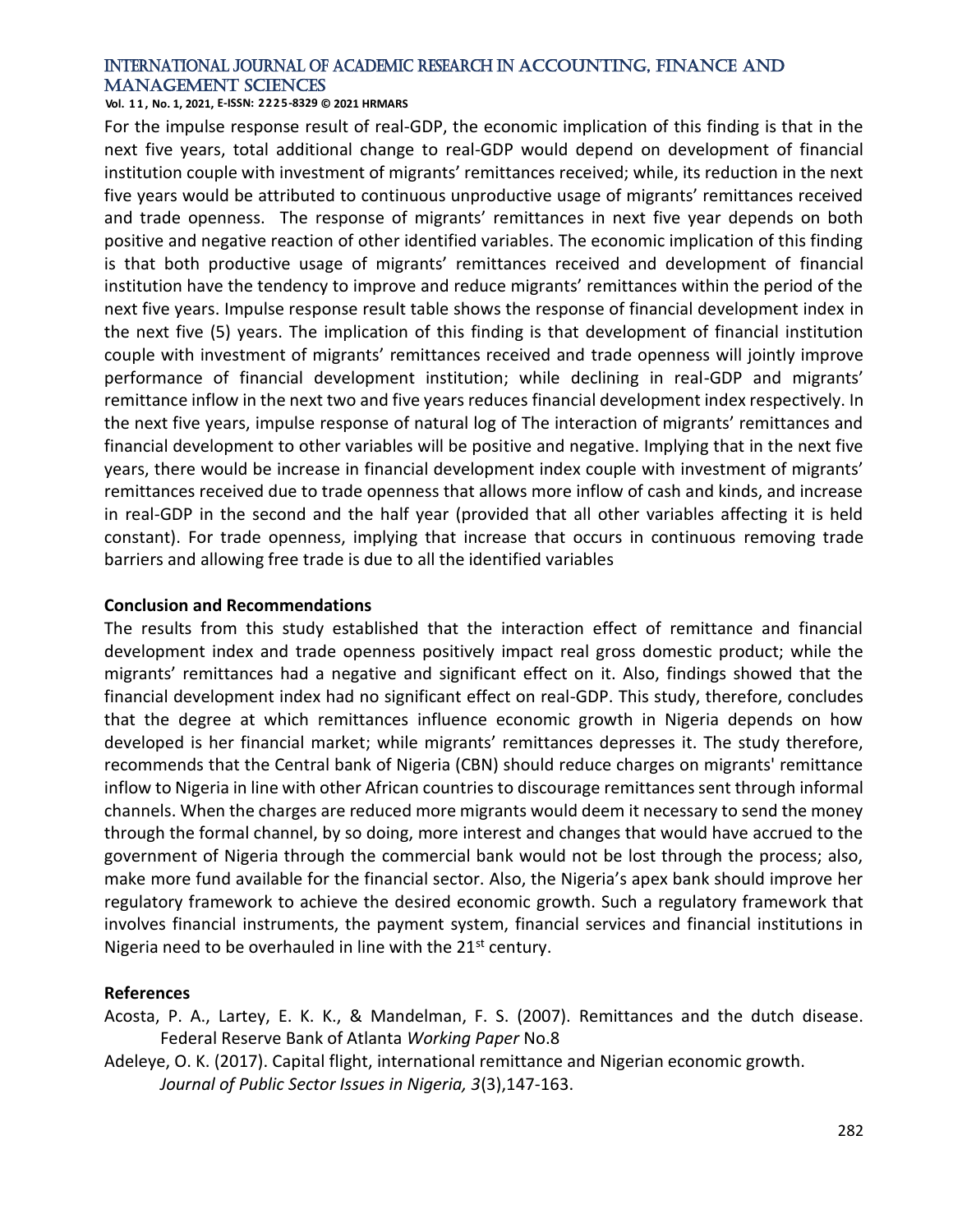For the impulse response result of real-GDP, the economic implication of this finding is that in the next five years, total additional change to real-GDP would depend on development of financial institution couple with investment of migrants' remittances received; while, its reduction in the next five years would be attributed to continuous unproductive usage of migrants' remittances received and trade openness. The response of migrants' remittances in next five year depends on both positive and negative reaction of other identified variables. The economic implication of this finding is that both productive usage of migrants' remittances received and development of financial institution have the tendency to improve and reduce migrants' remittances within the period of the next five years. Impulse response result table shows the response of financial development index in the next five (5) years. The implication of this finding is that development of financial institution couple with investment of migrants' remittances received and trade openness will jointly improve performance of financial development institution; while declining in real-GDP and migrants' remittance inflow in the next two and five years reduces financial development index respectively. In the next five years, impulse response of natural log of The interaction of migrants' remittances and financial development to other variables will be positive and negative. Implying that in the next five years, there would be increase in financial development index couple with investment of migrants' remittances received due to trade openness that allows more inflow of cash and kinds, and increase in real-GDP in the second and the half year (provided that all other variables affecting it is held constant). For trade openness, implying that increase that occurs in continuous removing trade barriers and allowing free trade is due to all the identified variables

## Conclusion and Recommendations

The results from this study established that the interaction effect of remittance and financial development index and trade openness positively impact real gross domestic product; while the migrants' remittances had a negative and significant effect on it. Also, findings showed that the financial development index had no significant effect on real-GDP. This study, therefore, concludes that the degree at which remittances influence economic growth in Nigeria depends on how developed is her financial market; while migrants' remittances depresses it. The study therefore, recommends that the Central bank of Nigeria (CBN) should reduce charges on migrants' remittance inflow to Nigeria in line with other African countries to discourage remittances sent through informal channels. When the charges are reduced more migrants would deem it necessary to send the money through the formal channel, by so doing, more interest and changes that would have accrued to the government of Nigeria through the commercial bank would not be lost through the process; also, make more fund available for the financial sector. Also, the Nigeria's apex bank should improve her regulatory framework to achieve the desired economic growth. Such a regulatory framework that involves financial instruments, the payment system, financial services and financial institutions in Nigeria need to be overhauled in line with the 21st century.

## References

Acosta, P. A., Lartey, E. K. K., & Mandelman, F. S. (2007). Remittances and the dutch disease. Federal Reserve Bank of Atlanta *Working Paper* No.8

Adeleye, O. K. (2017). Capital flight, international remittance and Nigerian economic growth. *Journal of Public Sector Issues in Nigeria, 3*(3),147-163.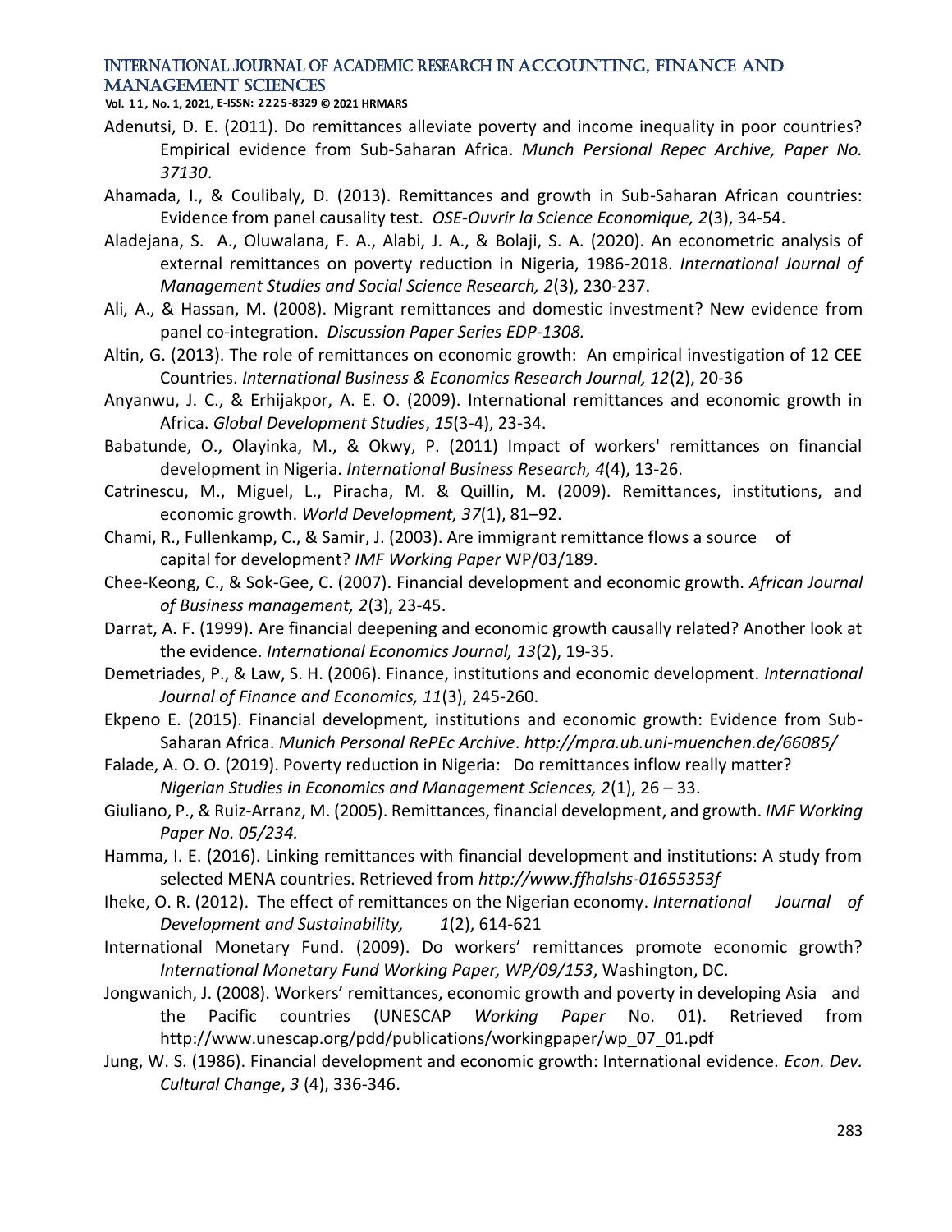Adenutsi, D. E. (2011). Do remittances alleviate poverty and income inequality in poor countries? Empirical evidence from Sub-Saharan Africa. *Munch Persional Repec Archive, Paper No. 37130*.

Ahamada, I., & Coulibaly, D. (2013). Remittances and growth in Sub-Saharan African countries: Evidence from panel causality test. *OSE-Ouvrir la Science Economique, 2*(3), 34-54.

Aladejana, S. A., Oluwalana, F. A., Alabi, J. A., & Bolaji, S. A. (2020). An econometric analysis of external remittances on poverty reduction in Nigeria, 1986-2018. *International Journal of Management Studies and Social Science Research, 2*(3), 230-237.

Ali, A., & Hassan, M. (2008). Migrant remittances and domestic investment? New evidence from panel co-integration. *Discussion Paper Series EDP-1308.*

Altin, G. (2013). The role of remittances on economic growth: An empirical investigation of 12 CEE Countries. *International Business & Economics Research Journal, 12*(2), 20-36

Anyanwu, J. C., & Erhijakpor, A. E. O. (2009). International remittances and economic growth in Africa. *Global Development Studies*, *15*(3-4), 23-34.

Babatunde, O., Olayinka, M., & Okwy, P. (2011) Impact of workers' remittances on financial development in Nigeria. *International Business Research, 4*(4), 13-26.

Catrinescu, M., Miguel, L., Piracha, M. & Quillin, M. (2009). Remittances, institutions, and economic growth. *World Development, 37*(1), 81–92.

Chami, R., Fullenkamp, C., & Samir, J. (2003). Are immigrant remittance flows a source of capital for development? *IMF Working Paper* WP/03/189.

Chee-Keong, C., & Sok-Gee, C. (2007). Financial development and economic growth. *African Journal of Business management, 2*(3), 23-45.

Darrat, A. F. (1999). Are financial deepening and economic growth causally related? Another look at the evidence. *International Economics Journal, 13*(2), 19-35.

Demetriades, P., & Law, S. H. (2006). Finance, institutions and economic development. *International Journal of Finance and Economics, 11*(3), 245-260.

Ekpeno E. (2015). Financial development, institutions and economic growth: Evidence from Sub-Saharan Africa. *Munich Personal RePEc Archive*. *http://mpra.ub.uni-muenchen.de/66085/*

Falade, A. O. O. (2019). Poverty reduction in Nigeria: Do remittances inflow really matter? *Nigerian Studies in Economics and Management Sciences, 2*(1), 26 – 33.

Giuliano, P., & Ruiz-Arranz, M. (2005). Remittances, financial development, and growth. *IMF Working Paper No. 05/234.*

Hamma, I. E. (2016). Linking remittances with financial development and institutions: A study from selected MENA countries. Retrieved from *http://www.ffhalshs-01655353f*

Iheke, O. R. (2012). The effect of remittances on the Nigerian economy. *International Journal of Development and Sustainability, 1*(2), 614-621

International Monetary Fund. (2009). Do workers' remittances promote economic growth? *International Monetary Fund Working Paper, WP/09/153*, Washington, DC.

Jongwanich, J. (2008). Workers' remittances, economic growth and poverty in developing Asia and the Pacific countries (UNESCAP *Working Paper* No. 01). Retrieved from http://www.unescap.org/pdd/publications/workingpaper/wp_07_01.pdf

Jung, W. S. (1986). Financial development and economic growth: International evidence. *Econ. Dev. Cultural Change*, *3* (4), 336-346.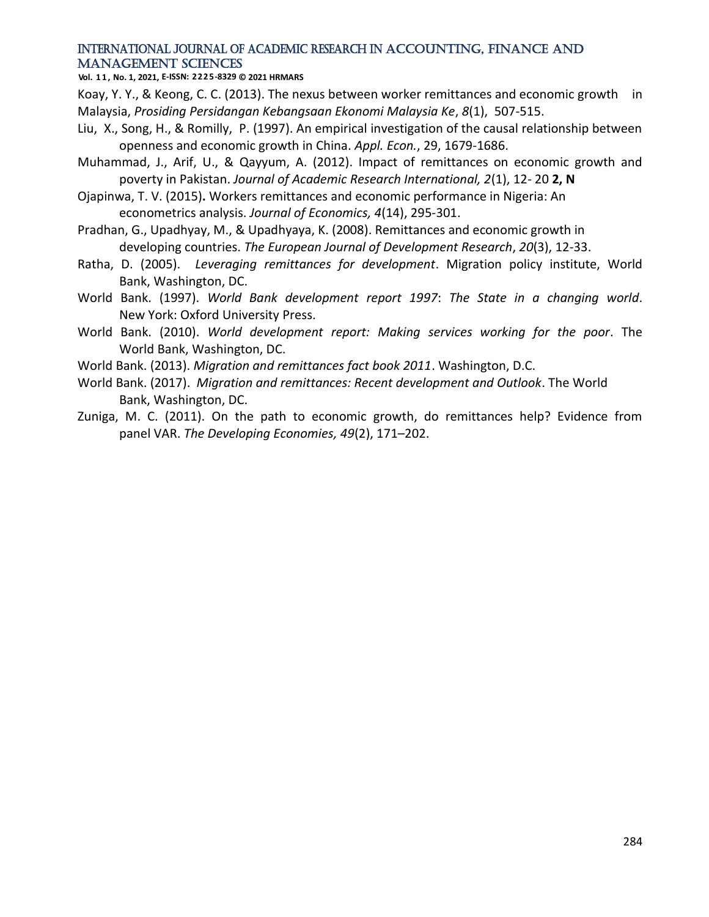Koay, Y. Y., & Keong, C. C. (2013). The nexus between worker remittances and economic growth in Malaysia, *Prosiding Persidangan Kebangsaan Ekonomi Malaysia Ke*, *8*(1), 507-515.

Liu, X., Song, H., & Romilly, P. (1997). An empirical investigation of the causal relationship between openness and economic growth in China. *Appl. Econ.*, 29, 1679-1686.

Muhammad, J., Arif, U., & Qayyum, A. (2012). Impact of remittances on economic growth and poverty in Pakistan. *Journal of Academic Research International, 2*(1), 12- 20 **2, N**

Ojapinwa, T. V. (2015)**.** Workers remittances and economic performance in Nigeria: An econometrics analysis. *Journal of Economics, 4*(14), 295-301.

Pradhan, G., Upadhyay, M., & Upadhyaya, K. (2008). Remittances and economic growth in developing countries. *The European Journal of Development Research*, *20*(3), 12-33.

Ratha, D. (2005). *Leveraging remittances for development*. Migration policy institute, World Bank, Washington, DC.

World Bank. (1997). *World Bank development report 1997*: *The State in a changing world*. New York: Oxford University Press.

World Bank. (2010). *World development report: Making services working for the poor*. The World Bank, Washington, DC.

World Bank. (2013). *Migration and remittances fact book 2011*. Washington, D.C.

World Bank. (2017). *Migration and remittances: Recent development and Outlook*. The World Bank, Washington, DC.

Zuniga, M. C. (2011). On the path to economic growth, do remittances help? Evidence from panel VAR. *The Developing Economies, 49*(2), 171–202.